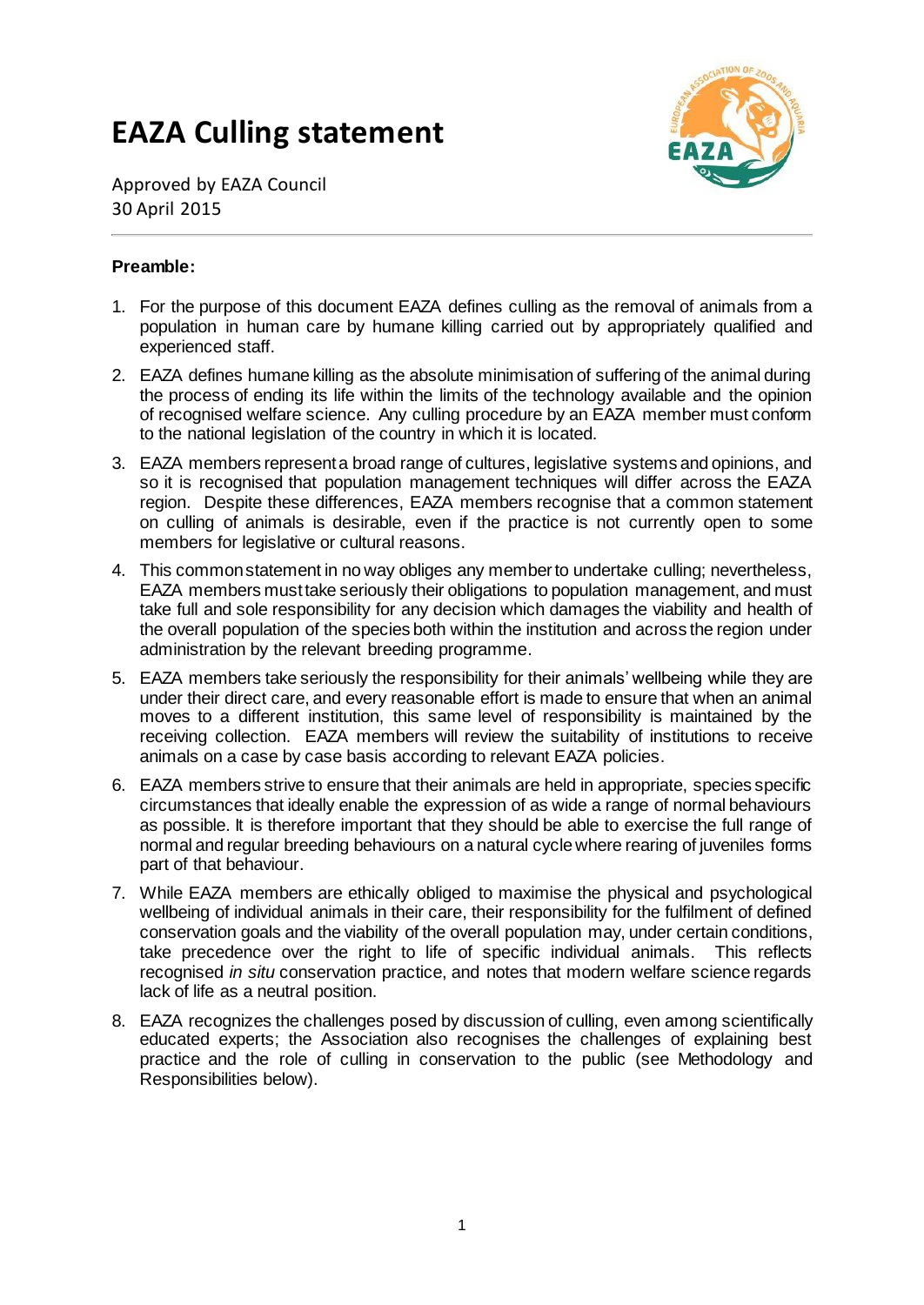# EAZA Culling statement

Approved by EAZA Council
30 April 2015

**Preamble:**

1. For the purpose of this document EAZA defines culling as the removal of animals from a population in human care by humane killing carried out by appropriately qualified and experienced staff.
2. EAZA defines humane killing as the absolute minimisation of suffering of the animal during the process of ending its life within the limits of the technology available and the opinion of recognised welfare science. Any culling procedure by an EAZA member must conform to the national legislation of the country in which it is located.
3. EAZA members represent a broad range of cultures, legislative systems and opinions, and so it is recognised that population management techniques will differ across the EAZA region. Despite these differences, EAZA members recognise that a common statement on culling of animals is desirable, even if the practice is not currently open to some members for legislative or cultural reasons.
4. This common statement in no way obliges any member to undertake culling; nevertheless, EAZA members must take seriously their obligations to population management, and must take full and sole responsibility for any decision which damages the viability and health of the overall population of the species both within the institution and across the region under administration by the relevant breeding programme.
5. EAZA members take seriously the responsibility for their animals' wellbeing while they are under their direct care, and every reasonable effort is made to ensure that when an animal moves to a different institution, this same level of responsibility is maintained by the receiving collection. EAZA members will review the suitability of institutions to receive animals on a case by case basis according to relevant EAZA policies.
6. EAZA members strive to ensure that their animals are held in appropriate, species specific circumstances that ideally enable the expression of as wide a range of normal behaviours as possible. It is therefore important that they should be able to exercise the full range of normal and regular breeding behaviours on a natural cycle where rearing of juveniles forms part of that behaviour.
7. While EAZA members are ethically obliged to maximise the physical and psychological wellbeing of individual animals in their care, their responsibility for the fulfilment of defined conservation goals and the viability of the overall population may, under certain conditions, take precedence over the right to life of specific individual animals. This reflects recognised *in situ* conservation practice, and notes that modern welfare science regards lack of life as a neutral position.
8. EAZA recognizes the challenges posed by discussion of culling, even among scientifically educated experts; the Association also recognises the challenges of explaining best practice and the role of culling in conservation to the public (see Methodology and Responsibilities below).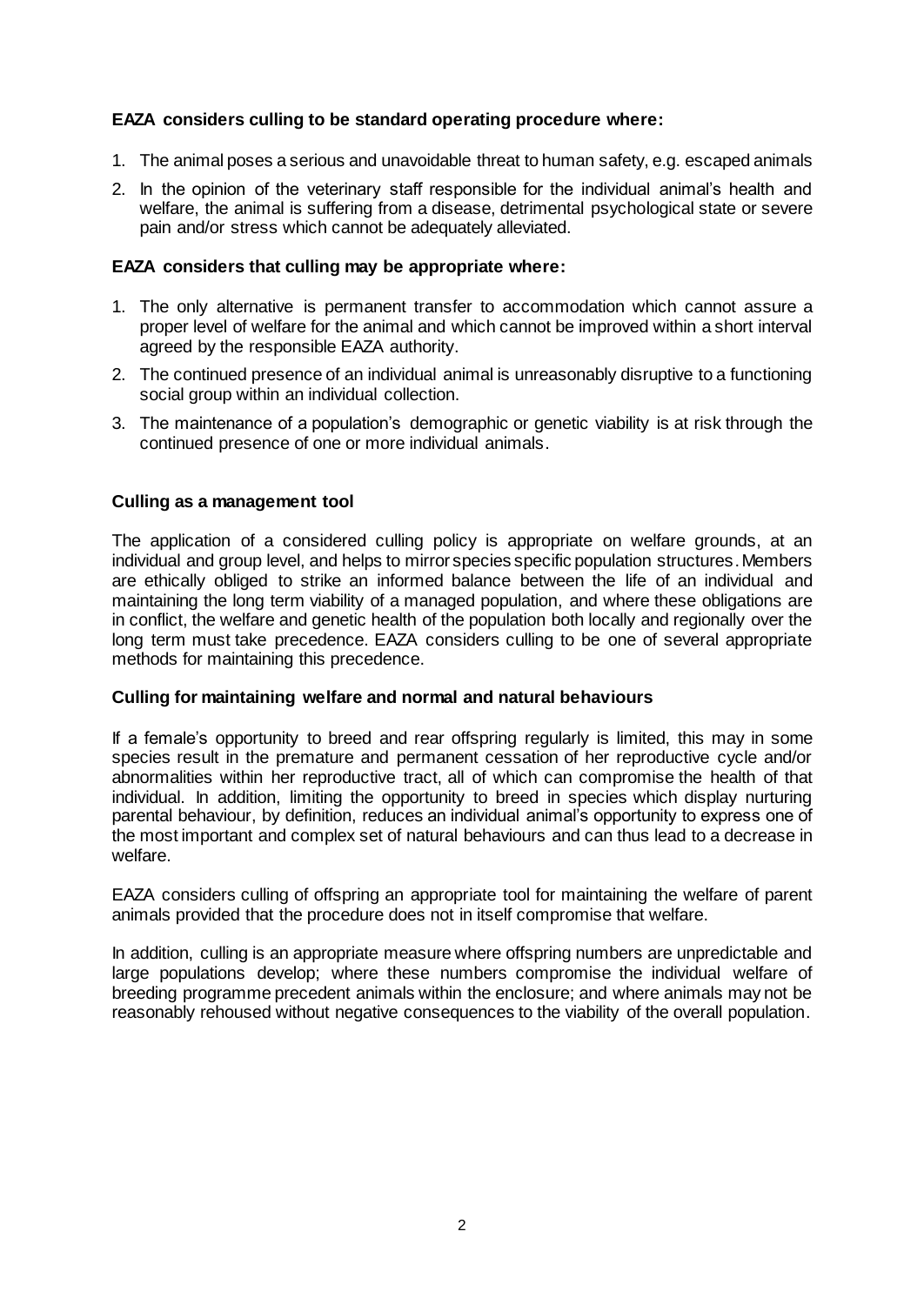**EAZA considers culling to be standard operating procedure where:**

1. The animal poses a serious and unavoidable threat to human safety, e.g. escaped animals
2. In the opinion of the veterinary staff responsible for the individual animal's health and welfare, the animal is suffering from a disease, detrimental psychological state or severe pain and/or stress which cannot be adequately alleviated.

**EAZA considers that culling may be appropriate where:**

1. The only alternative is permanent transfer to accommodation which cannot assure a proper level of welfare for the animal and which cannot be improved within a short interval agreed by the responsible EAZA authority.
2. The continued presence of an individual animal is unreasonably disruptive to a functioning social group within an individual collection.
3. The maintenance of a population's demographic or genetic viability is at risk through the continued presence of one or more individual animals.

**Culling as a management tool**

The application of a considered culling policy is appropriate on welfare grounds, at an individual and group level, and helps to mirror species specific population structures. Members are ethically obliged to strike an informed balance between the life of an individual and maintaining the long term viability of a managed population, and where these obligations are in conflict, the welfare and genetic health of the population both locally and regionally over the long term must take precedence. EAZA considers culling to be one of several appropriate methods for maintaining this precedence.

**Culling for maintaining welfare and normal and natural behaviours**

If a female's opportunity to breed and rear offspring regularly is limited, this may in some species result in the premature and permanent cessation of her reproductive cycle and/or abnormalities within her reproductive tract, all of which can compromise the health of that individual. In addition, limiting the opportunity to breed in species which display nurturing parental behaviour, by definition, reduces an individual animal's opportunity to express one of the most important and complex set of natural behaviours and can thus lead to a decrease in welfare.

EAZA considers culling of offspring an appropriate tool for maintaining the welfare of parent animals provided that the procedure does not in itself compromise that welfare.

In addition, culling is an appropriate measure where offspring numbers are unpredictable and large populations develop; where these numbers compromise the individual welfare of breeding programme precedent animals within the enclosure; and where animals may not be reasonably rehoused without negative consequences to the viability of the overall population.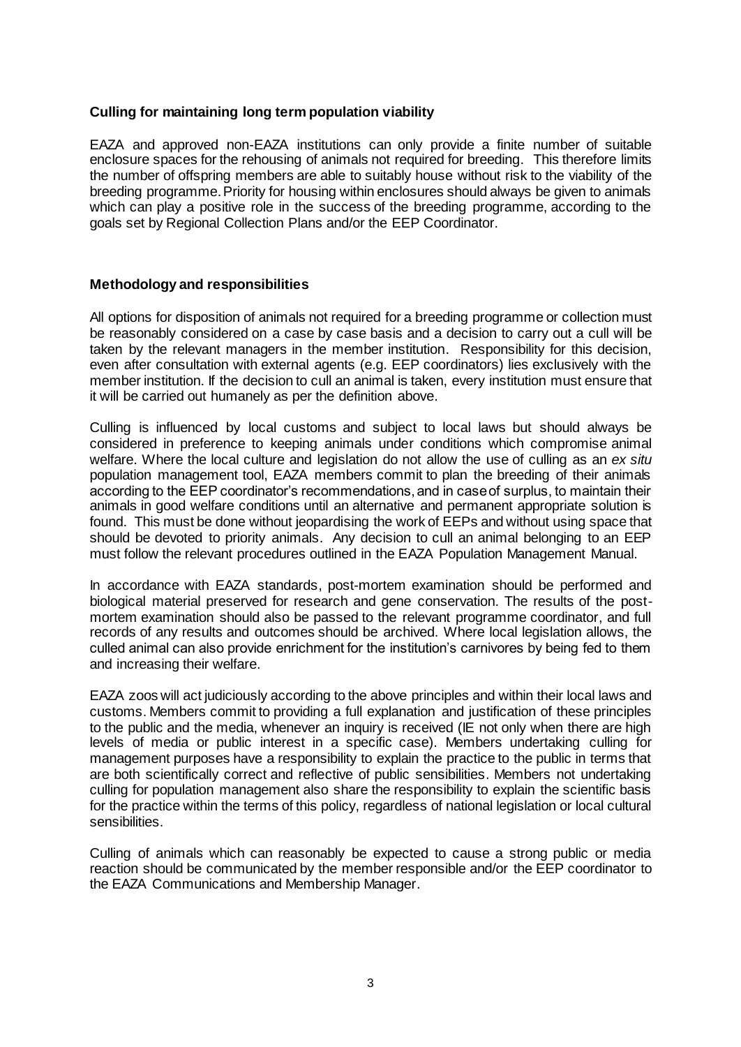### Culling for maintaining long term population viability

EAZA and approved non-EAZA institutions can only provide a finite number of suitable enclosure spaces for the rehousing of animals not required for breeding. This therefore limits the number of offspring members are able to suitably house without risk to the viability of the breeding programme. Priority for housing within enclosures should always be given to animals which can play a positive role in the success of the breeding programme, according to the goals set by Regional Collection Plans and/or the EEP Coordinator.

### Methodology and responsibilities

All options for disposition of animals not required for a breeding programme or collection must be reasonably considered on a case by case basis and a decision to carry out a cull will be taken by the relevant managers in the member institution. Responsibility for this decision, even after consultation with external agents (e.g. EEP coordinators) lies exclusively with the member institution. If the decision to cull an animal is taken, every institution must ensure that it will be carried out humanely as per the definition above.

Culling is influenced by local customs and subject to local laws but should always be considered in preference to keeping animals under conditions which compromise animal welfare. Where the local culture and legislation do not allow the use of culling as an *ex situ* population management tool, EAZA members commit to plan the breeding of their animals according to the EEP coordinator's recommendations, and in case of surplus, to maintain their animals in good welfare conditions until an alternative and permanent appropriate solution is found. This must be done without jeopardising the work of EEPs and without using space that should be devoted to priority animals. Any decision to cull an animal belonging to an EEP must follow the relevant procedures outlined in the EAZA Population Management Manual.

In accordance with EAZA standards, post-mortem examination should be performed and biological material preserved for research and gene conservation. The results of the post-mortem examination should also be passed to the relevant programme coordinator, and full records of any results and outcomes should be archived. Where local legislation allows, the culled animal can also provide enrichment for the institution's carnivores by being fed to them and increasing their welfare.

EAZA zoos will act judiciously according to the above principles and within their local laws and customs. Members commit to providing a full explanation and justification of these principles to the public and the media, whenever an inquiry is received (IE not only when there are high levels of media or public interest in a specific case). Members undertaking culling for management purposes have a responsibility to explain the practice to the public in terms that are both scientifically correct and reflective of public sensibilities. Members not undertaking culling for population management also share the responsibility to explain the scientific basis for the practice within the terms of this policy, regardless of national legislation or local cultural sensibilities.

Culling of animals which can reasonably be expected to cause a strong public or media reaction should be communicated by the member responsible and/or the EEP coordinator to the EAZA Communications and Membership Manager.